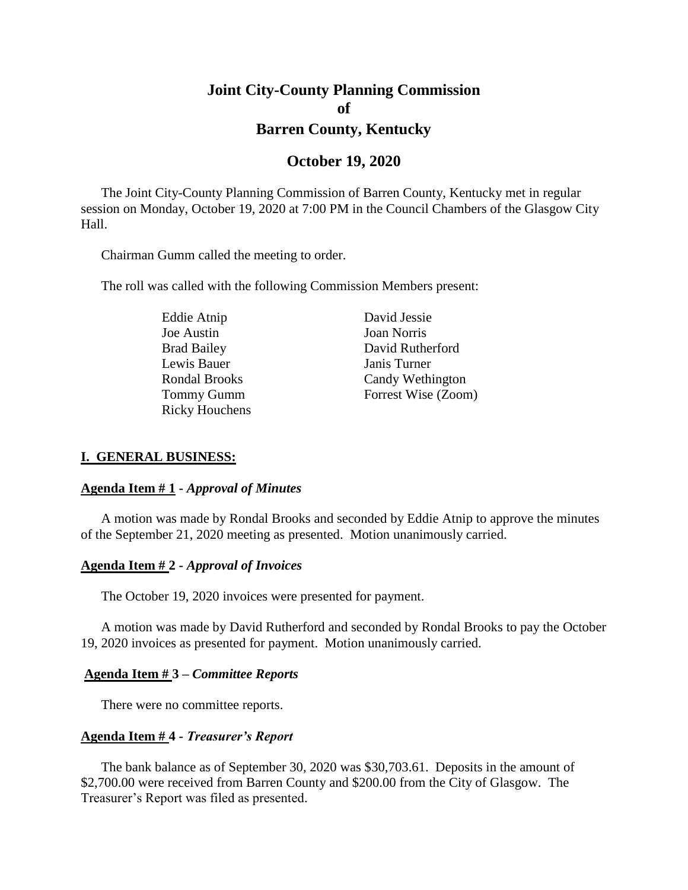# Joint City-County Planning Commission of Barren County, Kentucky

## October 19, 2020

The Joint City-County Planning Commission of Barren County, Kentucky met in regular session on Monday, October 19, 2020 at 7:00 PM in the Council Chambers of the Glasgow City Hall.

Chairman Gumm called the meeting to order.

The roll was called with the following Commission Members present:

- Eddie Atnip
- Joe Austin
- Brad Bailey
- Lewis Bauer
- Rondal Brooks
- Tommy Gumm
- Ricky Houchens
- David Jessie
- Joan Norris
- David Rutherford
- Janis Turner
- Candy Wethington
- Forrest Wise (Zoom)

### **I. GENERAL BUSINESS:**

**Agenda Item # 1** - ***Approval of Minutes***

A motion was made by Rondal Brooks and seconded by Eddie Atnip to approve the minutes of the September 21, 2020 meeting as presented. Motion unanimously carried.

**Agenda Item # 2** - ***Approval of Invoices***

The October 19, 2020 invoices were presented for payment.

A motion was made by David Rutherford and seconded by Rondal Brooks to pay the October 19, 2020 invoices as presented for payment. Motion unanimously carried.

**Agenda Item # 3** – ***Committee Reports***

There were no committee reports.

**Agenda Item # 4** - ***Treasurer's Report***

The bank balance as of September 30, 2020 was $30,703.61. Deposits in the amount of $2,700.00 were received from Barren County and $200.00 from the City of Glasgow. The Treasurer's Report was filed as presented.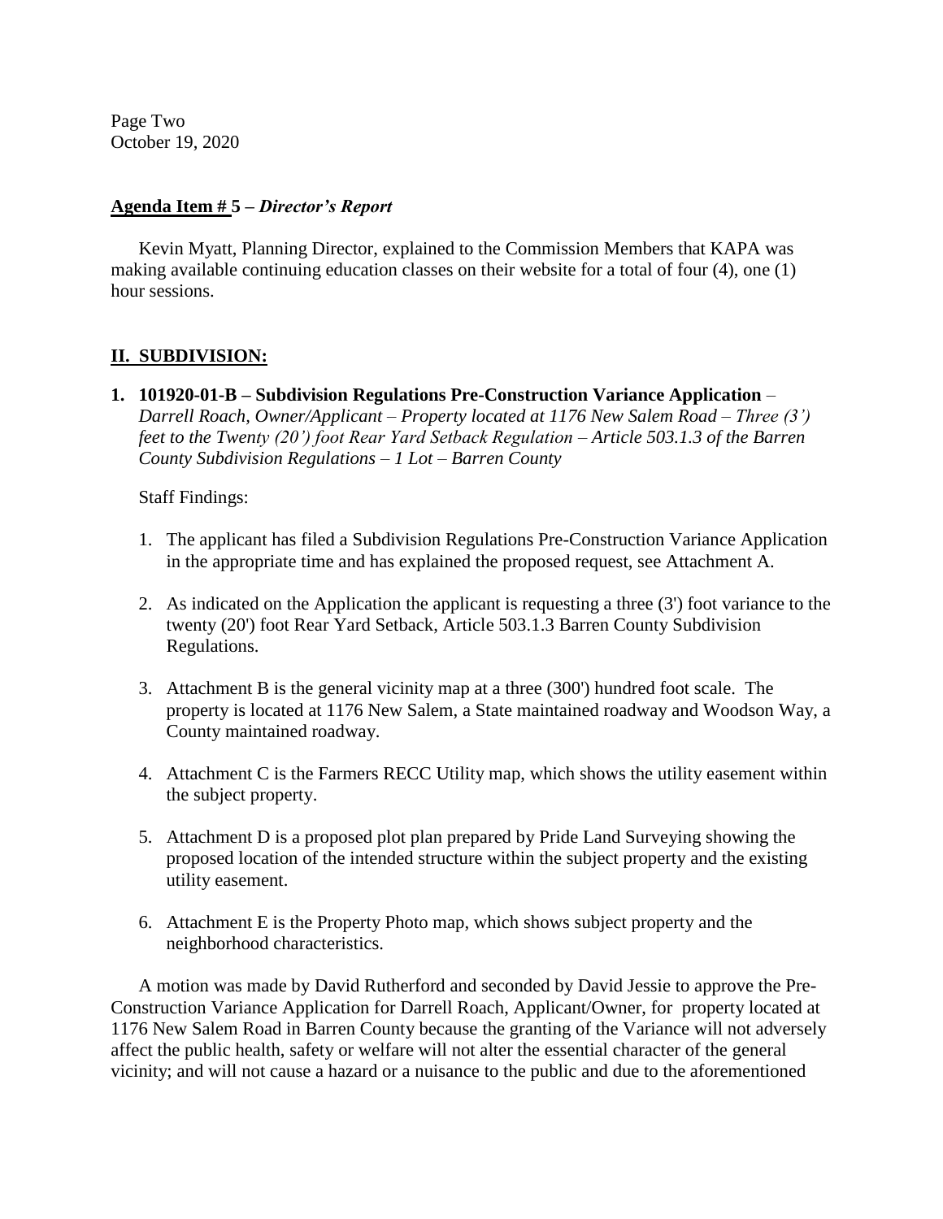Page Two
October 19, 2020

**Agenda Item # 5 –** ***Director's Report***

Kevin Myatt, Planning Director, explained to the Commission Members that KAPA was making available continuing education classes on their website for a total of four (4), one (1) hour sessions.

## II. SUBDIVISION:

1. **101920-01-B – Subdivision Regulations Pre-Construction Variance Application** – *Darrell Roach, Owner/Applicant – Property located at 1176 New Salem Road – Three (3') feet to the Twenty (20') foot Rear Yard Setback Regulation – Article 503.1.3 of the Barren County Subdivision Regulations – 1 Lot – Barren County*

   Staff Findings:

   1. The applicant has filed a Subdivision Regulations Pre-Construction Variance Application in the appropriate time and has explained the proposed request, see Attachment A.

   2. As indicated on the Application the applicant is requesting a three (3') foot variance to the twenty (20') foot Rear Yard Setback, Article 503.1.3 Barren County Subdivision Regulations.

   3. Attachment B is the general vicinity map at a three (300') hundred foot scale. The property is located at 1176 New Salem, a State maintained roadway and Woodson Way, a County maintained roadway.

   4. Attachment C is the Farmers RECC Utility map, which shows the utility easement within the subject property.

   5. Attachment D is a proposed plot plan prepared by Pride Land Surveying showing the proposed location of the intended structure within the subject property and the existing utility easement.

   6. Attachment E is the Property Photo map, which shows subject property and the neighborhood characteristics.

A motion was made by David Rutherford and seconded by David Jessie to approve the Pre-Construction Variance Application for Darrell Roach, Applicant/Owner, for property located at 1176 New Salem Road in Barren County because the granting of the Variance will not adversely affect the public health, safety or welfare will not alter the essential character of the general vicinity; and will not cause a hazard or a nuisance to the public and due to the aforementioned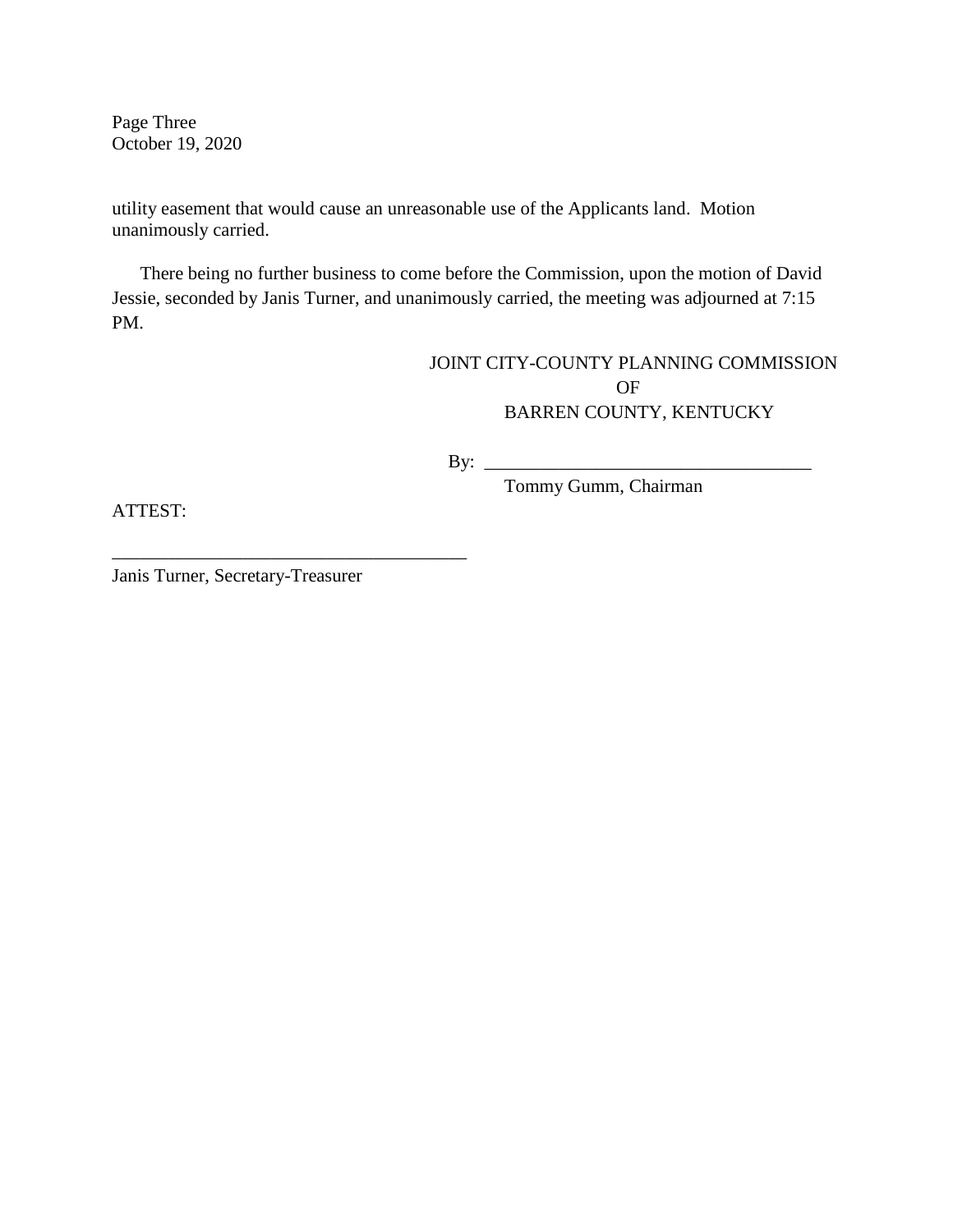utility easement that would cause an unreasonable use of the Applicants land. Motion unanimously carried.

There being no further business to come before the Commission, upon the motion of David Jessie, seconded by Janis Turner, and unanimously carried, the meeting was adjourned at 7:15 PM.

JOINT CITY-COUNTY PLANNING COMMISSION
OF
BARREN COUNTY, KENTUCKY

By: ___________________________________
Tommy Gumm, Chairman

ATTEST:

______________________________________
Janis Turner, Secretary-Treasurer